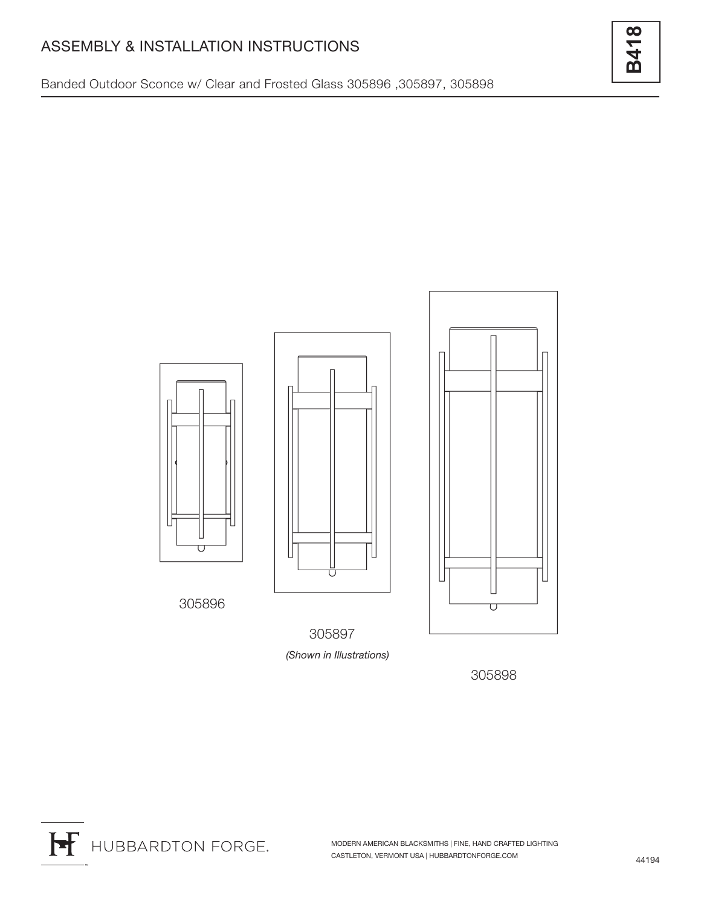# ASSEMBLY & INSTALLATION INSTRUCTIONS

**B418**

Banded Outdoor Sconce w/ Clear and Frosted Glass 305896 ,305897, 305898

305896

305897

*(Shown in Illustrations)*

305898

HUBBARDTON FORGE.

MODERN AMERICAN BLACKSMITHS | FINE, HAND CRAFTED LIGHTING
CASTLETON, VERMONT USA | HUBBARDTONFORGE.COM

44194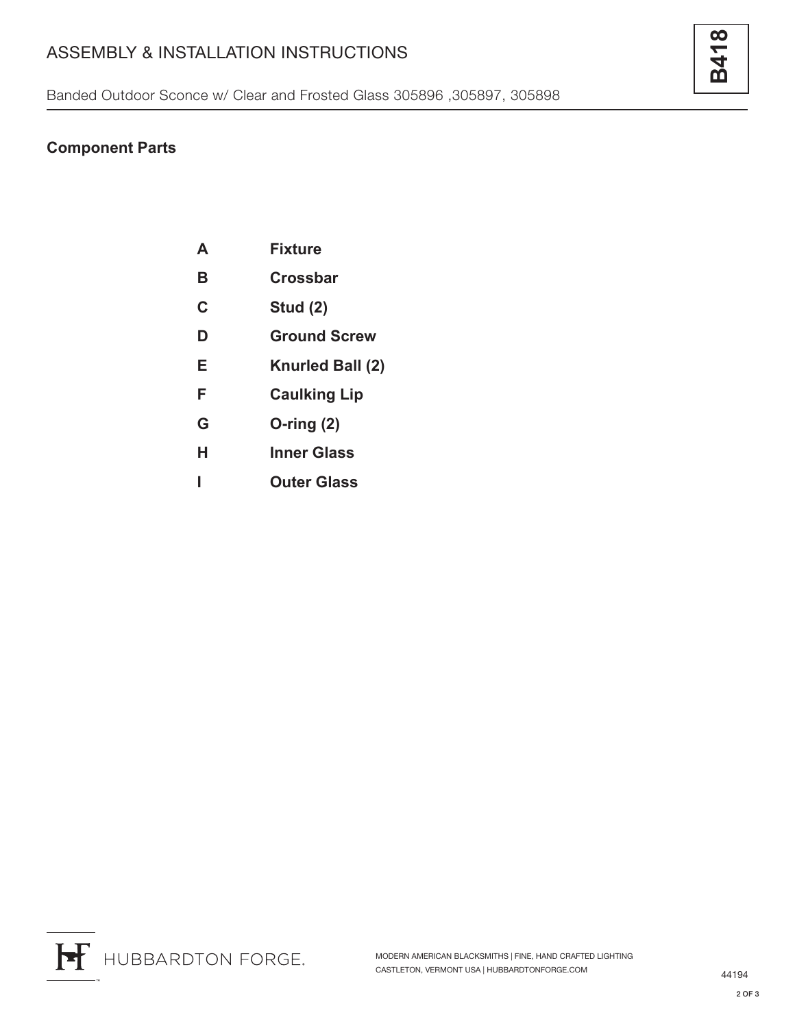## Component Parts

| | |
|---|---|
| **A** | **Fixture** |
| **B** | **Crossbar** |
| **C** | **Stud (2)** |
| **D** | **Ground Screw** |
| **E** | **Knurled Ball (2)** |
| **F** | **Caulking Lip** |
| **G** | **O-ring (2)** |
| **H** | **Inner Glass** |
| **I** | **Outer Glass** |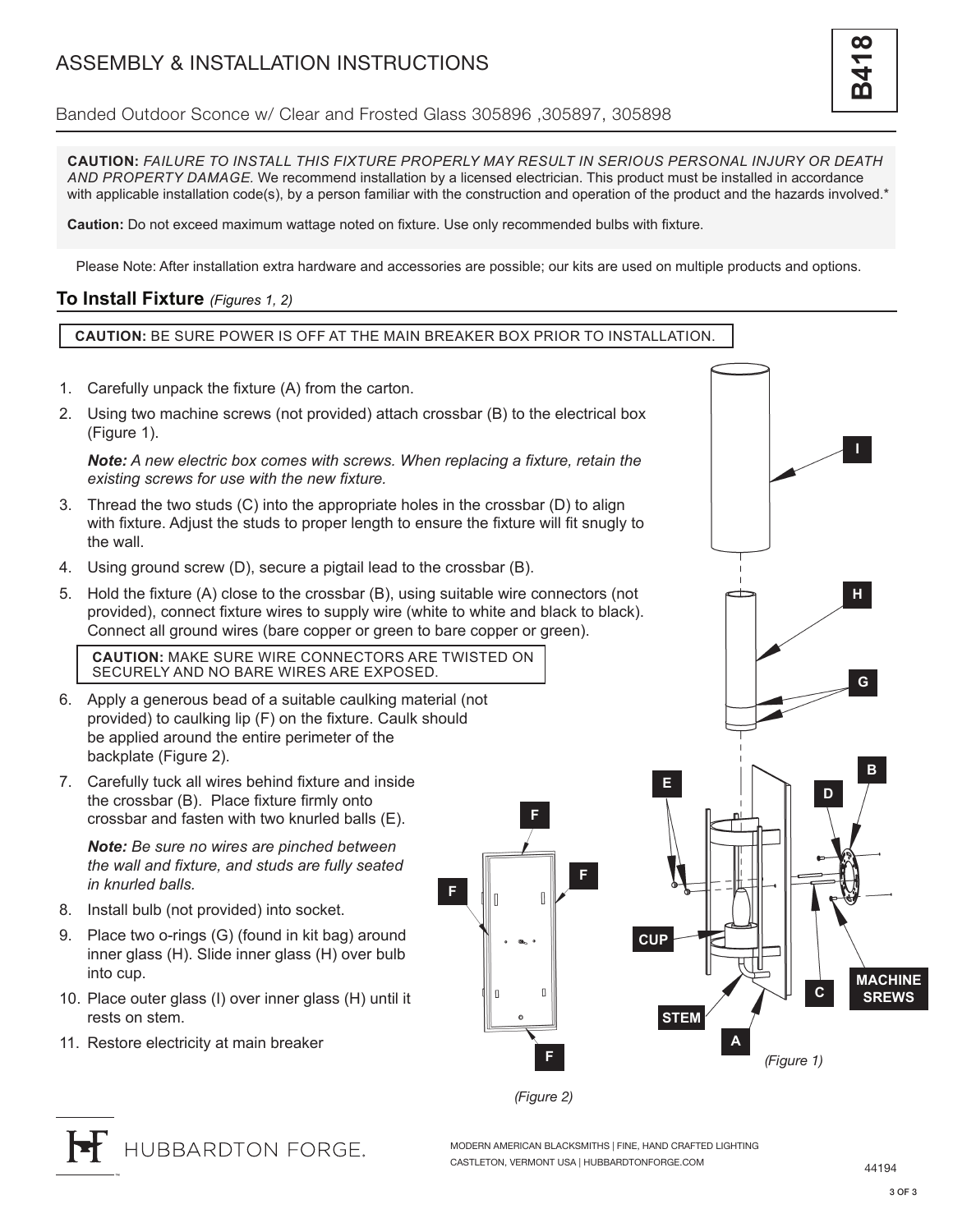# ASSEMBLY & INSTALLATION INSTRUCTIONS

**B418**

Banded Outdoor Sconce w/ Clear and Frosted Glass 305896 ,305897, 305898

**CAUTION:** *FAILURE TO INSTALL THIS FIXTURE PROPERLY MAY RESULT IN SERIOUS PERSONAL INJURY OR DEATH AND PROPERTY DAMAGE.* We recommend installation by a licensed electrician. This product must be installed in accordance with applicable installation code(s), by a person familiar with the construction and operation of the product and the hazards involved.*

**Caution:** Do not exceed maximum wattage noted on fixture. Use only recommended bulbs with fixture.

Please Note: After installation extra hardware and accessories are possible; our kits are used on multiple products and options.

## To Install Fixture *(Figures 1, 2)*

**CAUTION:** BE SURE POWER IS OFF AT THE MAIN BREAKER BOX PRIOR TO INSTALLATION.

1. Carefully unpack the fixture (A) from the carton.
2. Using two machine screws (not provided) attach crossbar (B) to the electrical box (Figure 1).

   ***Note:** A new electric box comes with screws. When replacing a fixture, retain the existing screws for use with the new fixture.*
3. Thread the two studs (C) into the appropriate holes in the crossbar (D) to align with fixture. Adjust the studs to proper length to ensure the fixture will fit snugly to the wall.
4. Using ground screw (D), secure a pigtail lead to the crossbar (B).
5. Hold the fixture (A) close to the crossbar (B), using suitable wire connectors (not provided), connect fixture wires to supply wire (white to white and black to black). Connect all ground wires (bare copper or green to bare copper or green).

   **CAUTION:** MAKE SURE WIRE CONNECTORS ARE TWISTED ON SECURELY AND NO BARE WIRES ARE EXPOSED.
6. Apply a generous bead of a suitable caulking material (not provided) to caulking lip (F) on the fixture. Caulk should be applied around the entire perimeter of the backplate (Figure 2).
7. Carefully tuck all wires behind fixture and inside the crossbar (B). Place fixture firmly onto crossbar and fasten with two knurled balls (E).

   ***Note:** Be sure no wires are pinched between the wall and fixture, and studs are fully seated in knurled balls.*
8. Install bulb (not provided) into socket.
9. Place two o-rings (G) (found in kit bag) around inner glass (H). Slide inner glass (H) over bulb into cup.
10. Place outer glass (I) over inner glass (H) until it rests on stem.
11. Restore electricity at main breaker

I
H
G
B
D
E
CUP
STEM
A
C
MACHINE SREWS

*(Figure 1)*

F
F
F
F

*(Figure 2)*

HUBBARDTON FORGE.

MODERN AMERICAN BLACKSMITHS | FINE, HAND CRAFTED LIGHTING
CASTLETON, VERMONT USA | HUBBARDTONFORGE.COM

44194